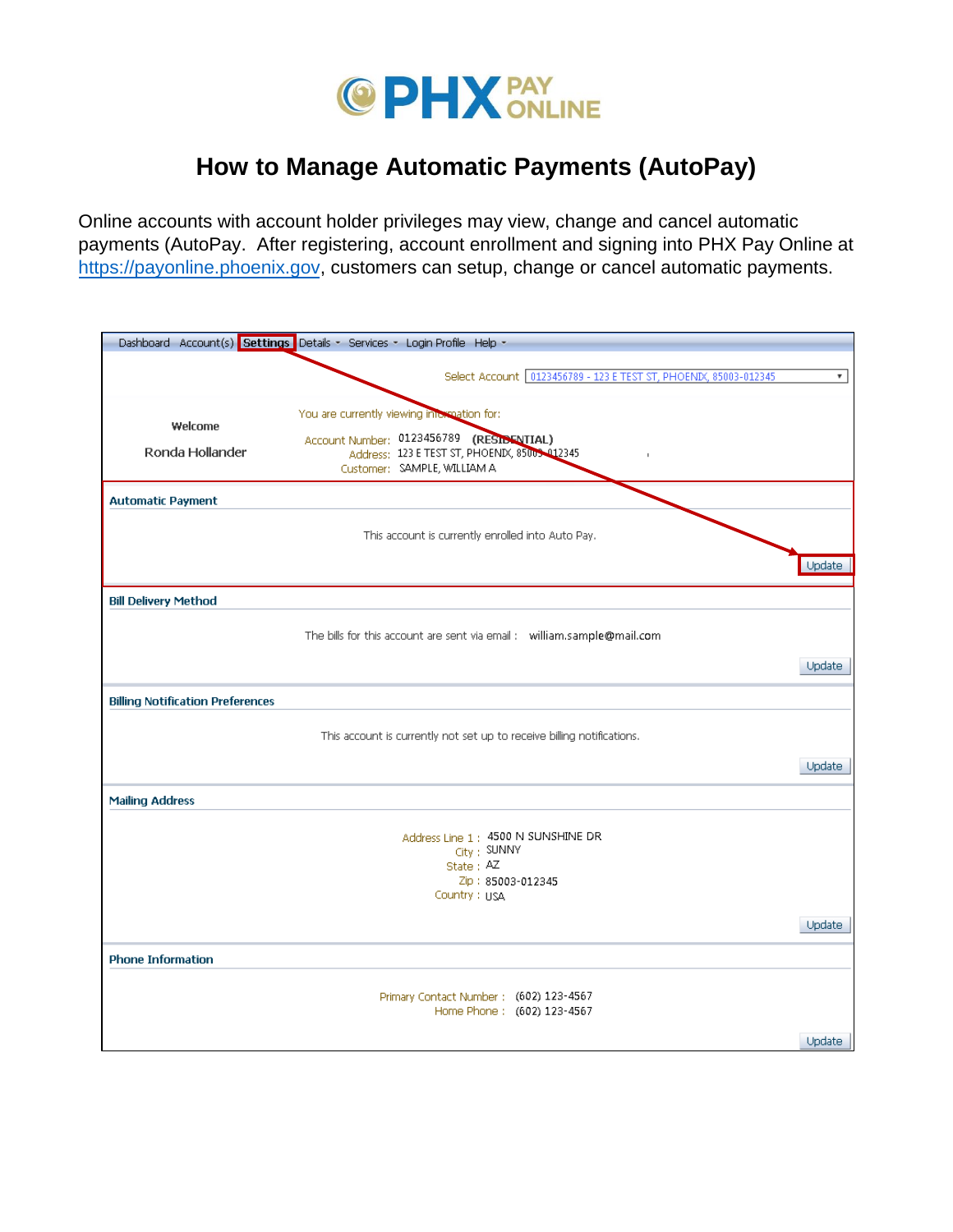# PHX PAY ONLINE

## How to Manage Automatic Payments (AutoPay)

Online accounts with account holder privileges may view, change and cancel automatic payments (AutoPay. After registering, account enrollment and signing into PHX Pay Online at https://payonline.phoenix.gov, customers can setup, change or cancel automatic payments.

Dashboard Account(s) **Settings** Details Services Login Profile Help

Select Account 0123456789 - 123 E TEST ST, PHOENIX, 85003-012345

Welcome

Ronda Hollander

You are currently viewing information for:

Account Number: 0123456789 (RESIDENTIAL)
Address: 123 E TEST ST, PHOENIX, 85003-012345
Customer: SAMPLE, WILLIAM A

**Automatic Payment**

This account is currently enrolled into Auto Pay.

Update

**Bill Delivery Method**

The bills for this account are sent via email : william.sample@mail.com

Update

**Billing Notification Preferences**

This account is currently not set up to receive billing notifications.

Update

**Mailing Address**

Address Line 1 : 4500 N SUNSHINE DR
City : SUNNY
State : AZ
Zip : 85003-012345
Country : USA

Update

**Phone Information**

Primary Contact Number : (602) 123-4567
Home Phone : (602) 123-4567

Update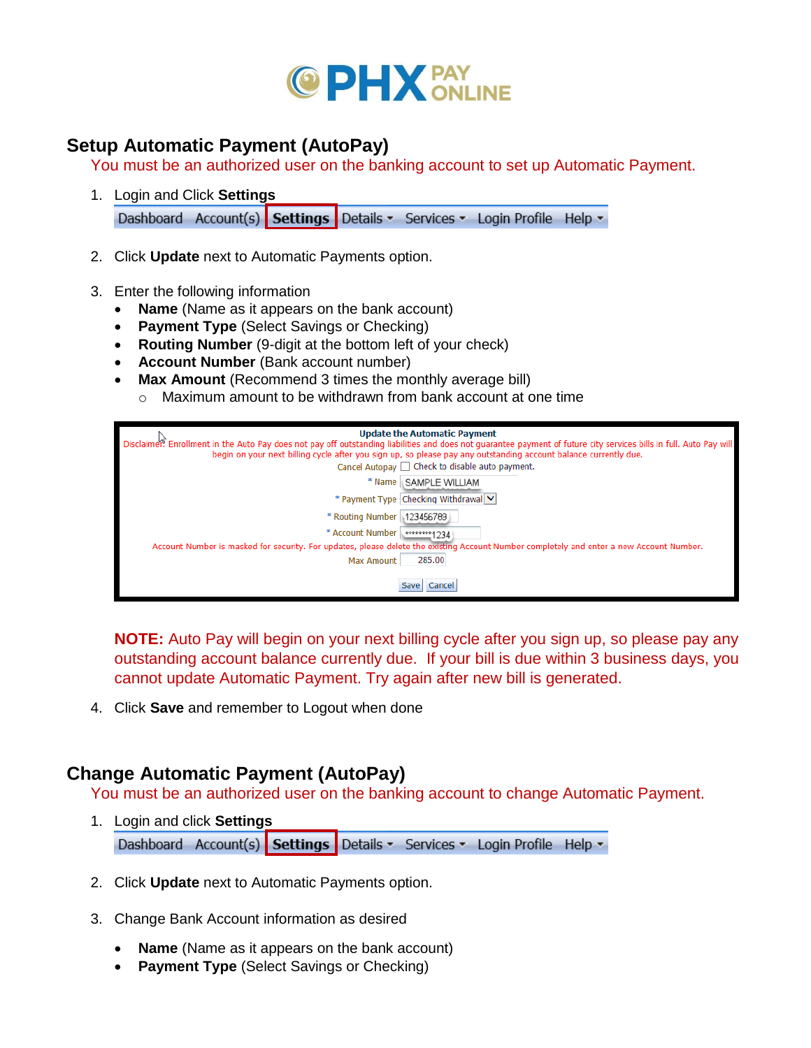# Setup Automatic Payment (AutoPay)

You must be an authorized user on the banking account to set up Automatic Payment.

1. Login and Click **Settings**

   Dashboard | Account(s) | **Settings** | Details | Services | Login Profile | Help

2. Click **Update** next to Automatic Payments option.

3. Enter the following information
   - **Name** (Name as it appears on the bank account)
   - **Payment Type** (Select Savings or Checking)
   - **Routing Number** (9-digit at the bottom left of your check)
   - **Account Number** (Bank account number)
   - **Max Amount** (Recommend 3 times the monthly average bill)
     - Maximum amount to be withdrawn from bank account at one time

   **Update the Automatic Payment**

   Disclaimer: Enrollment in the Auto Pay does not pay off outstanding liabilities and does not guarantee payment of future city services bills in full. Auto Pay will begin on your next billing cycle after you sign up, so please pay any outstanding account balance currently due.

   Cancel Autopay ☐ Check to disable auto payment.

   \* Name: SAMPLE WILLIAM

   \* Payment Type: Checking Withdrawal

   \* Routing Number: 123456789

   \* Account Number: ********1234

   Account Number is masked for security. For updates, please delete the existing Account Number completely and enter a new Account Number.

   Max Amount: 285.00

   Save | Cancel

   **NOTE:** Auto Pay will begin on your next billing cycle after you sign up, so please pay any outstanding account balance currently due. If your bill is due within 3 business days, you cannot update Automatic Payment. Try again after new bill is generated.

4. Click **Save** and remember to Logout when done

# Change Automatic Payment (AutoPay)

You must be an authorized user on the banking account to change Automatic Payment.

1. Login and click **Settings**

   Dashboard | Account(s) | **Settings** | Details | Services | Login Profile | Help

2. Click **Update** next to Automatic Payments option.

3. Change Bank Account information as desired
   - **Name** (Name as it appears on the bank account)
   - **Payment Type** (Select Savings or Checking)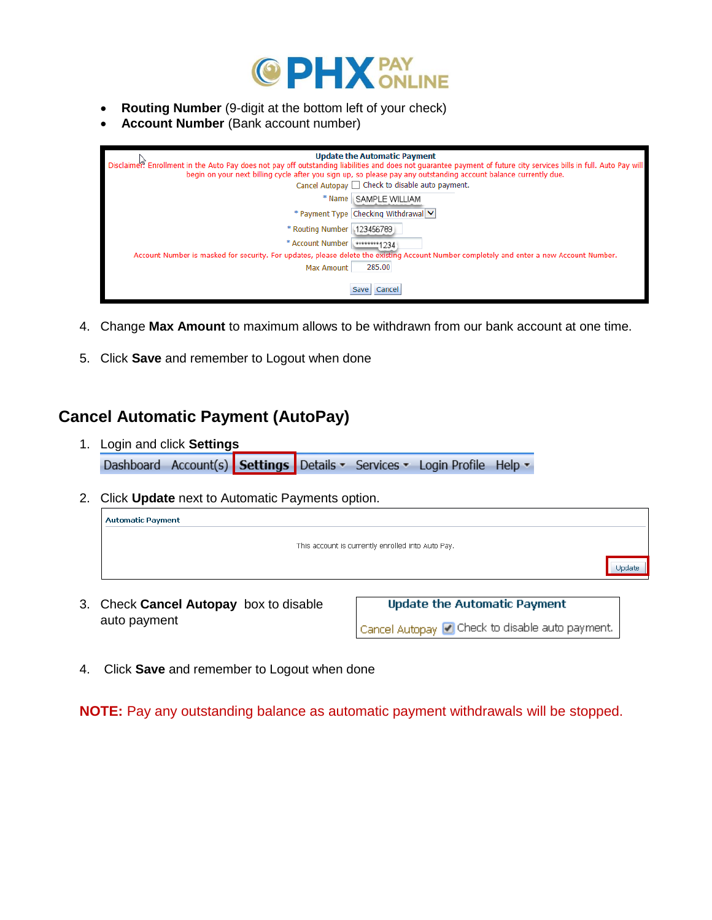- **Routing Number** (9-digit at the bottom left of your check)
- **Account Number** (Bank account number)

**Update the Automatic Payment**

Disclaimer: Enrollment in the Auto Pay does not pay off outstanding liabilities and does not guarantee payment of future city services bills in full. Auto Pay will begin on your next billing cycle after you sign up, so please pay any outstanding account balance currently due.

Cancel Autopay ☐ Check to disable auto payment.

\* Name SAMPLE WILLIAM

\* Payment Type Checking Withdrawal

\* Routing Number 123456789

\* Account Number \*\*\*\*\*\*\*\*1234

Account Number is masked for security. For updates, please delete the existing Account Number completely and enter a new Account Number.

Max Amount 285.00

Save Cancel

4. Change **Max Amount** to maximum allows to be withdrawn from our bank account at one time.

5. Click **Save** and remember to Logout when done

## Cancel Automatic Payment (AutoPay)

1. Login and click **Settings**

   Dashboard Account(s) **Settings** Details Services Login Profile Help

2. Click **Update** next to Automatic Payments option.

   **Automatic Payment**

   This account is currently enrolled into Auto Pay.

   Update

3. Check **Cancel Autopay** box to disable auto payment

   **Update the Automatic Payment**

   Cancel Autopay ☑ Check to disable auto payment.

4. Click **Save** and remember to Logout when done

**NOTE:** Pay any outstanding balance as automatic payment withdrawals will be stopped.